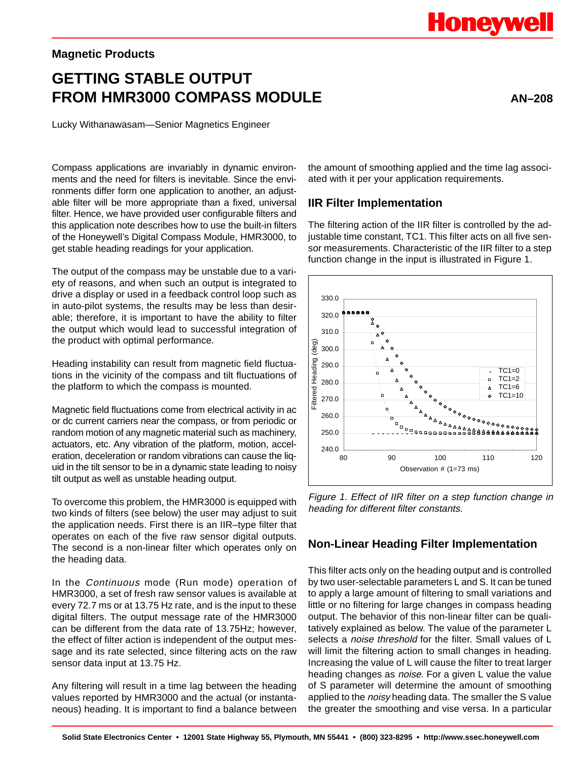Magnetic Products

# GETTING STABLE OUTPUT FROM HMR3000 COMPASS MODULE

**AN–208**

Lucky Withanawasam—Senior Magnetics Engineer

Compass applications are invariably in dynamic environments and the need for filters is inevitable. Since the environments differ form one application to another, an adjustable filter will be more appropriate than a fixed, universal filter. Hence, we have provided user configurable filters and this application note describes how to use the built-in filters of the Honeywell's Digital Compass Module, HMR3000, to get stable heading readings for your application.

The output of the compass may be unstable due to a variety of reasons, and when such an output is integrated to drive a display or used in a feedback control loop such as in auto-pilot systems, the results may be less than desirable; therefore, it is important to have the ability to filter the output which would lead to successful integration of the product with optimal performance.

Heading instability can result from magnetic field fluctuations in the vicinity of the compass and tilt fluctuations of the platform to which the compass is mounted.

Magnetic field fluctuations come from electrical activity in ac or dc current carriers near the compass, or from periodic or random motion of any magnetic material such as machinery, actuators, etc. Any vibration of the platform, motion, acceleration, deceleration or random vibrations can cause the liquid in the tilt sensor to be in a dynamic state leading to noisy tilt output as well as unstable heading output.

To overcome this problem, the HMR3000 is equipped with two kinds of filters (see below) the user may adjust to suit the application needs. First there is an IIR–type filter that operates on each of the five raw sensor digital outputs. The second is a non-linear filter which operates only on the heading data.

In the *Continuous* mode (Run mode) operation of HMR3000, a set of fresh raw sensor values is available at every 72.7 ms or at 13.75 Hz rate, and is the input to these digital filters. The output message rate of the HMR3000 can be different from the data rate of 13.75Hz; however, the effect of filter action is independent of the output message and its rate selected, since filtering acts on the raw sensor data input at 13.75 Hz.

Any filtering will result in a time lag between the heading values reported by HMR3000 and the actual (or instantaneous) heading. It is important to find a balance between the amount of smoothing applied and the time lag associated with it per your application requirements.

## IIR Filter Implementation

The filtering action of the IIR filter is controlled by the adjustable time constant, TC1. This filter acts on all five sensor measurements. Characteristic of the IIR filter to a step function change in the input is illustrated in Figure 1.

*Figure 1. Effect of IIR filter on a step function change in heading for different filter constants.*

## Non-Linear Heading Filter Implementation

This filter acts only on the heading output and is controlled by two user-selectable parameters L and S. It can be tuned to apply a large amount of filtering to small variations and little or no filtering for large changes in compass heading output. The behavior of this non-linear filter can be qualitatively explained as below. The value of the parameter L selects a *noise threshold* for the filter. Small values of L will limit the filtering action to small changes in heading. Increasing the value of L will cause the filter to treat larger heading changes as *noise*. For a given L value the value of S parameter will determine the amount of smoothing applied to the *noisy* heading data. The smaller the S value the greater the smoothing and vise versa. In a particular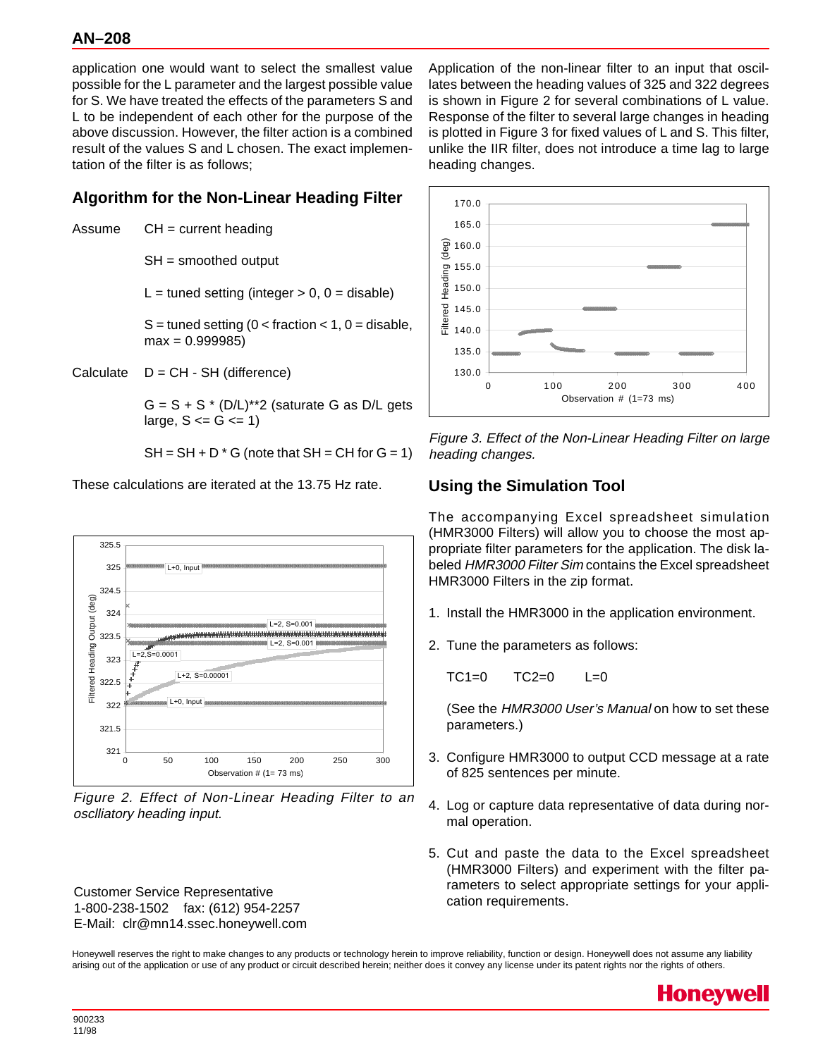application one would want to select the smallest value possible for the L parameter and the largest possible value for S. We have treated the effects of the parameters S and L to be independent of each other for the purpose of the above discussion. However, the filter action is a combined result of the values S and L chosen. The exact implementation of the filter is as follows;

## Algorithm for the Non-Linear Heading Filter

Assume CH = current heading

SH = smoothed output

L = tuned setting (integer > 0, 0 = disable)

S = tuned setting (0 < fraction < 1, 0 = disable, max = 0.999985)

Calculate D = CH - SH (difference)

G = S + S * (D/L)**2 (saturate G as D/L gets large, S <= G <= 1)

SH = SH + D * G (note that SH = CH for G = 1)

These calculations are iterated at the 13.75 Hz rate.

325.5
325
324.5
324
323.5
323
322.5
322
321.5
321
0 50 100 150 200 250 300
Filtered Heading Output (deg)
Observation # (1= 73 ms)
L+0, Input
L=2, S=0.001
L=2, S=0.001
L=2,S=0.0001
L+2, S=0.00001
L+0, Input

*Figure 2. Effect of Non-Linear Heading Filter to an osclliatory heading input.*

Application of the non-linear filter to an input that oscillates between the heading values of 325 and 322 degrees is shown in Figure 2 for several combinations of L value. Response of the filter to several large changes in heading is plotted in Figure 3 for fixed values of L and S. This filter, unlike the IIR filter, does not introduce a time lag to large heading changes.

170.0
165.0
160.0
155.0
150.0
145.0
140.0
135.0
130.0
0 100 200 300 400
Filtered Heading (deg)
Observation # (1=73 ms)

*Figure 3. Effect of the Non-Linear Heading Filter on large heading changes.*

## Using the Simulation Tool

The accompanying Excel spreadsheet simulation (HMR3000 Filters) will allow you to choose the most appropriate filter parameters for the application. The disk labeled *HMR3000 Filter Sim* contains the Excel spreadsheet HMR3000 Filters in the zip format.

1. Install the HMR3000 in the application environment.
2. Tune the parameters as follows:

   TC1=0 TC2=0 L=0

   (See the *HMR3000 User's Manual* on how to set these parameters.)
3. Configure HMR3000 to output CCD message at a rate of 825 sentences per minute.
4. Log or capture data representative of data during normal operation.
5. Cut and paste the data to the Excel spreadsheet (HMR3000 Filters) and experiment with the filter parameters to select appropriate settings for your application requirements.

Customer Service Representative
1-800-238-1502 fax: (612) 954-2257
E-Mail: clr@mn14.ssec.honeywell.com

Honeywell reserves the right to make changes to any products or technology herein to improve reliability, function or design. Honeywell does not assume any liability arising out of the application or use of any product or circuit described herein; neither does it convey any license under its patent rights nor the rights of others.

Honeywell

900233
11/98